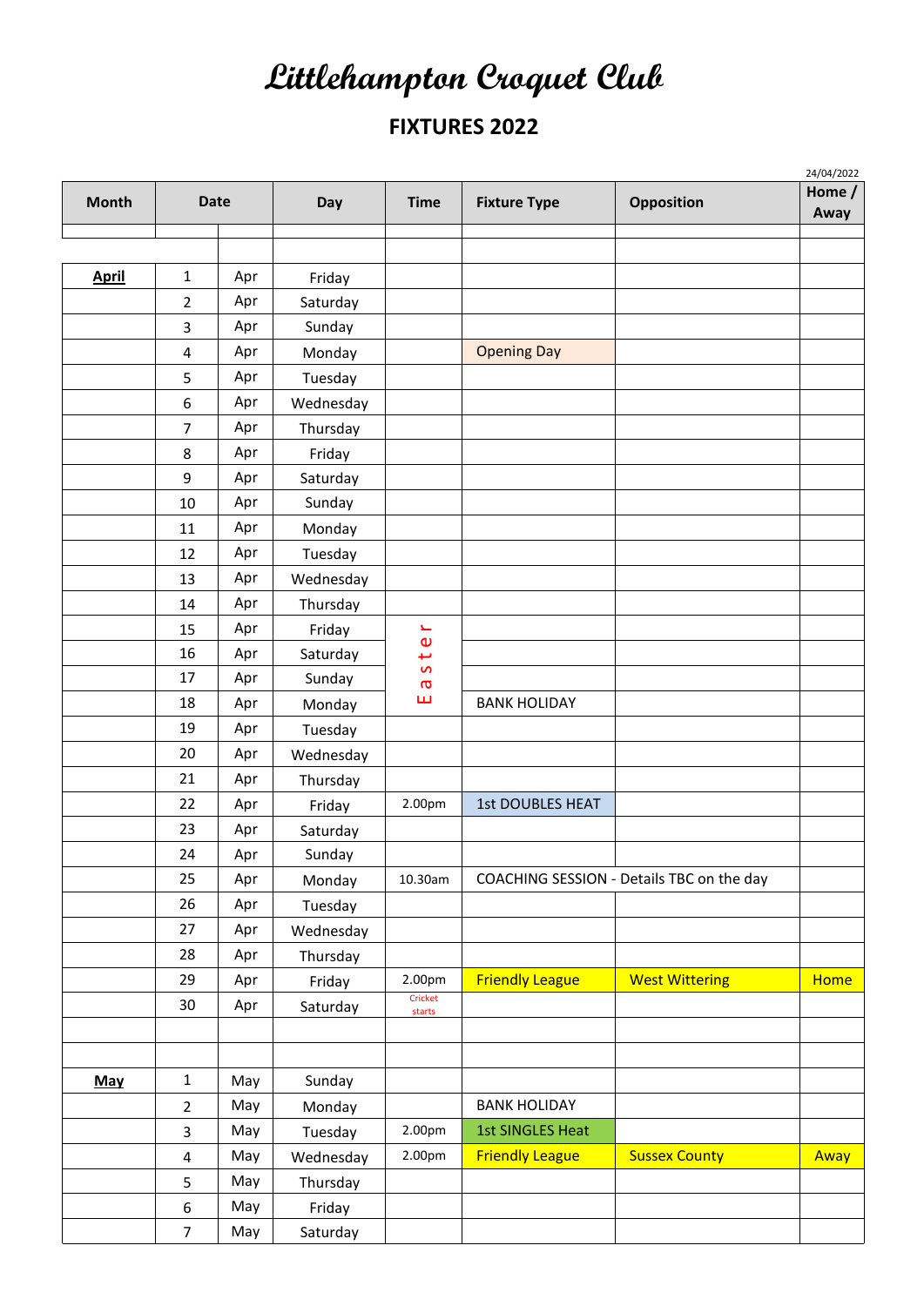# Littlehampton Croquet Club

## FIXTURES 2022

24/04/2022

| Month | Date | | Day | Time | Fixture Type | Opposition | Home / Away |
|---|---|---|---|---|---|---|---|
| | | | | | | | |
| | | | | | | | |
| **April** | 1 | Apr | Friday | | | | |
| | 2 | Apr | Saturday | | | | |
| | 3 | Apr | Sunday | | | | |
| | 4 | Apr | Monday | | Opening Day | | |
| | 5 | Apr | Tuesday | | | | |
| | 6 | Apr | Wednesday | | | | |
| | 7 | Apr | Thursday | | | | |
| | 8 | Apr | Friday | | | | |
| | 9 | Apr | Saturday | | | | |
| | 10 | Apr | Sunday | | | | |
| | 11 | Apr | Monday | | | | |
| | 12 | Apr | Tuesday | | | | |
| | 13 | Apr | Wednesday | | | | |
| | 14 | Apr | Thursday | | | | |
| | 15 | Apr | Friday | Easter | | | |
| | 16 | Apr | Saturday | | | | |
| | 17 | Apr | Sunday | | | | |
| | 18 | Apr | Monday | | BANK HOLIDAY | | |
| | 19 | Apr | Tuesday | | | | |
| | 20 | Apr | Wednesday | | | | |
| | 21 | Apr | Thursday | | | | |
| | 22 | Apr | Friday | 2.00pm | 1st DOUBLES HEAT | | |
| | 23 | Apr | Saturday | | | | |
| | 24 | Apr | Sunday | | | | |
| | 25 | Apr | Monday | 10.30am | COACHING SESSION - Details TBC on the day | | |
| | 26 | Apr | Tuesday | | | | |
| | 27 | Apr | Wednesday | | | | |
| | 28 | Apr | Thursday | | | | |
| | 29 | Apr | Friday | 2.00pm | Friendly League | West Wittering | Home |
| | 30 | Apr | Saturday | Cricket starts | | | |
| | | | | | | | |
| | | | | | | | |
| **May** | 1 | May | Sunday | | | | |
| | 2 | May | Monday | | BANK HOLIDAY | | |
| | 3 | May | Tuesday | 2.00pm | 1st SINGLES Heat | | |
| | 4 | May | Wednesday | 2.00pm | Friendly League | Sussex County | Away |
| | 5 | May | Thursday | | | | |
| | 6 | May | Friday | | | | |
| | 7 | May | Saturday | | | | |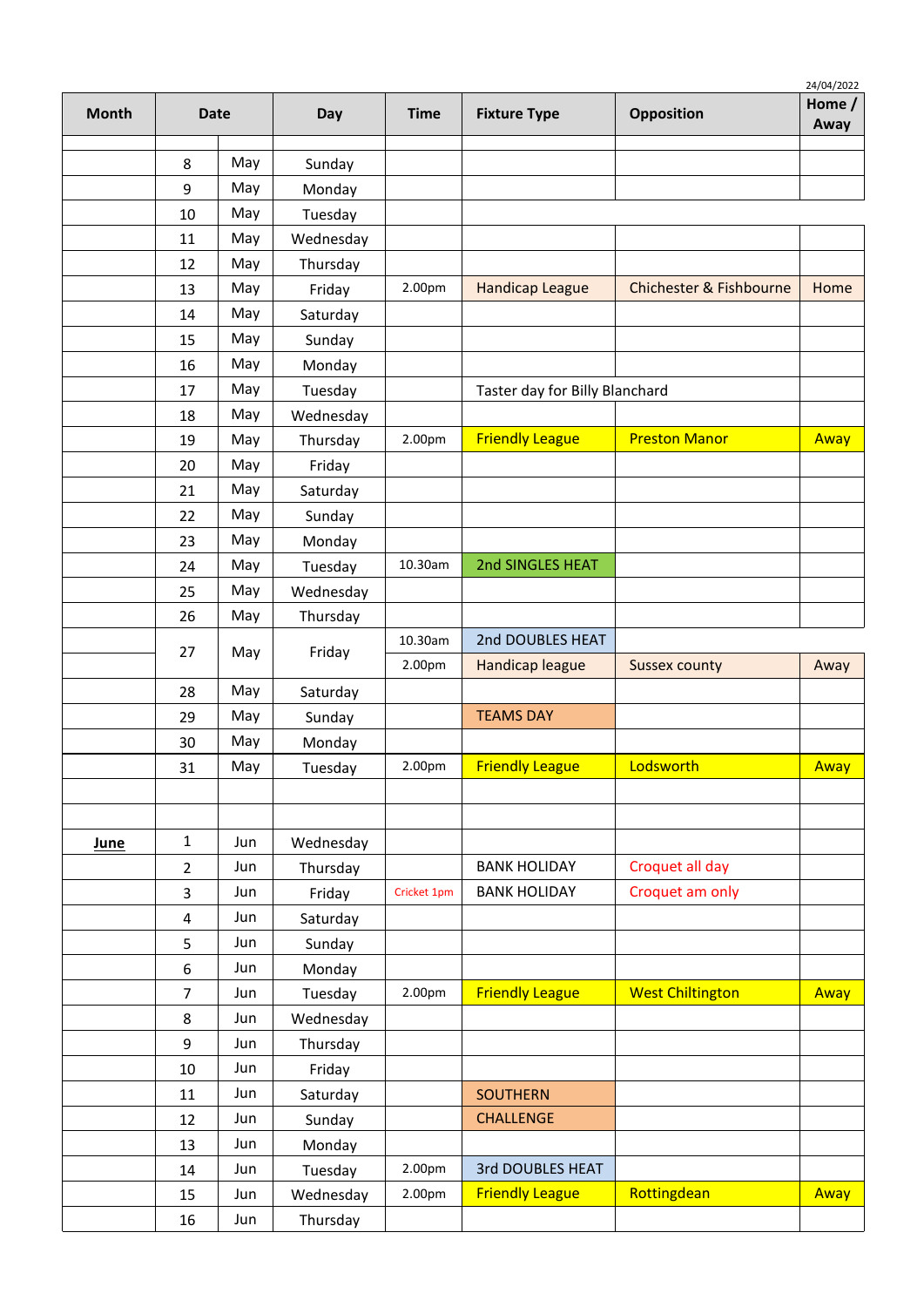24/04/2022

| Month | Date | | Day | Time | Fixture Type | Opposition | Home / Away |
|---|---|---|---|---|---|---|---|
| | | | | | | | |
| | 8 | May | Sunday | | | | |
| | 9 | May | Monday | | | | |
| | 10 | May | Tuesday | | | | |
| | 11 | May | Wednesday | | | | |
| | 12 | May | Thursday | | | | |
| | 13 | May | Friday | 2.00pm | Handicap League | Chichester & Fishbourne | Home |
| | 14 | May | Saturday | | | | |
| | 15 | May | Sunday | | | | |
| | 16 | May | Monday | | | | |
| | 17 | May | Tuesday | | Taster day for Billy Blanchard | | |
| | 18 | May | Wednesday | | | | |
| | 19 | May | Thursday | 2.00pm | Friendly League | Preston Manor | Away |
| | 20 | May | Friday | | | | |
| | 21 | May | Saturday | | | | |
| | 22 | May | Sunday | | | | |
| | 23 | May | Monday | | | | |
| | 24 | May | Tuesday | 10.30am | 2nd SINGLES HEAT | | |
| | 25 | May | Wednesday | | | | |
| | 26 | May | Thursday | | | | |
| | 27 | May | Friday | 10.30am | 2nd DOUBLES HEAT | | |
| | | | | 2.00pm | Handicap league | Sussex county | Away |
| | 28 | May | Saturday | | | | |
| | 29 | May | Sunday | | TEAMS DAY | | |
| | 30 | May | Monday | | | | |
| | 31 | May | Tuesday | 2.00pm | Friendly League | Lodsworth | Away |
| | | | | | | | |
| | | | | | | | |
| **June** | 1 | Jun | Wednesday | | | | |
| | 2 | Jun | Thursday | | BANK HOLIDAY | Croquet all day | |
| | 3 | Jun | Friday | Cricket 1pm | BANK HOLIDAY | Croquet am only | |
| | 4 | Jun | Saturday | | | | |
| | 5 | Jun | Sunday | | | | |
| | 6 | Jun | Monday | | | | |
| | 7 | Jun | Tuesday | 2.00pm | Friendly League | West Chiltington | Away |
| | 8 | Jun | Wednesday | | | | |
| | 9 | Jun | Thursday | | | | |
| | 10 | Jun | Friday | | | | |
| | 11 | Jun | Saturday | | SOUTHERN | | |
| | 12 | Jun | Sunday | | CHALLENGE | | |
| | 13 | Jun | Monday | | | | |
| | 14 | Jun | Tuesday | 2.00pm | 3rd DOUBLES HEAT | | |
| | 15 | Jun | Wednesday | 2.00pm | Friendly League | Rottingdean | Away |
| | 16 | Jun | Thursday | | | | |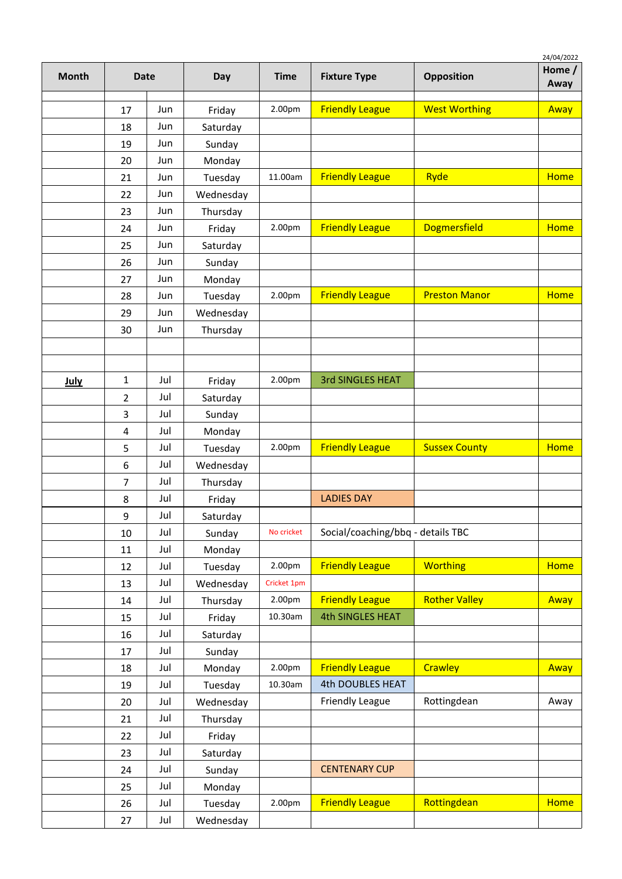24/04/2022

| Month | Date | | Day | Time | Fixture Type | Opposition | Home / Away |
|---|---|---|---|---|---|---|---|
| | | | | | | | |
| | 17 | Jun | Friday | 2.00pm | Friendly League | West Worthing | Away |
| | 18 | Jun | Saturday | | | | |
| | 19 | Jun | Sunday | | | | |
| | 20 | Jun | Monday | | | | |
| | 21 | Jun | Tuesday | 11.00am | Friendly League | Ryde | Home |
| | 22 | Jun | Wednesday | | | | |
| | 23 | Jun | Thursday | | | | |
| | 24 | Jun | Friday | 2.00pm | Friendly League | Dogmersfield | Home |
| | 25 | Jun | Saturday | | | | |
| | 26 | Jun | Sunday | | | | |
| | 27 | Jun | Monday | | | | |
| | 28 | Jun | Tuesday | 2.00pm | Friendly League | Preston Manor | Home |
| | 29 | Jun | Wednesday | | | | |
| | 30 | Jun | Thursday | | | | |
| | | | | | | | |
| | | | | | | | |
| **July** | 1 | Jul | Friday | 2.00pm | 3rd SINGLES HEAT | | |
| | 2 | Jul | Saturday | | | | |
| | 3 | Jul | Sunday | | | | |
| | 4 | Jul | Monday | | | | |
| | 5 | Jul | Tuesday | 2.00pm | Friendly League | Sussex County | Home |
| | 6 | Jul | Wednesday | | | | |
| | 7 | Jul | Thursday | | | | |
| | 8 | Jul | Friday | | LADIES DAY | | |
| | 9 | Jul | Saturday | | | | |
| | 10 | Jul | Sunday | No cricket | Social/coaching/bbq - details TBC | | |
| | 11 | Jul | Monday | | | | |
| | 12 | Jul | Tuesday | 2.00pm | Friendly League | Worthing | Home |
| | 13 | Jul | Wednesday | Cricket 1pm | | | |
| | 14 | Jul | Thursday | 2.00pm | Friendly League | Rother Valley | Away |
| | 15 | Jul | Friday | 10.30am | 4th SINGLES HEAT | | |
| | 16 | Jul | Saturday | | | | |
| | 17 | Jul | Sunday | | | | |
| | 18 | Jul | Monday | 2.00pm | Friendly League | Crawley | Away |
| | 19 | Jul | Tuesday | 10.30am | 4th DOUBLES HEAT | | |
| | 20 | Jul | Wednesday | | Friendly League | Rottingdean | Away |
| | 21 | Jul | Thursday | | | | |
| | 22 | Jul | Friday | | | | |
| | 23 | Jul | Saturday | | | | |
| | 24 | Jul | Sunday | | CENTENARY CUP | | |
| | 25 | Jul | Monday | | | | |
| | 26 | Jul | Tuesday | 2.00pm | Friendly League | Rottingdean | Home |
| | 27 | Jul | Wednesday | | | | |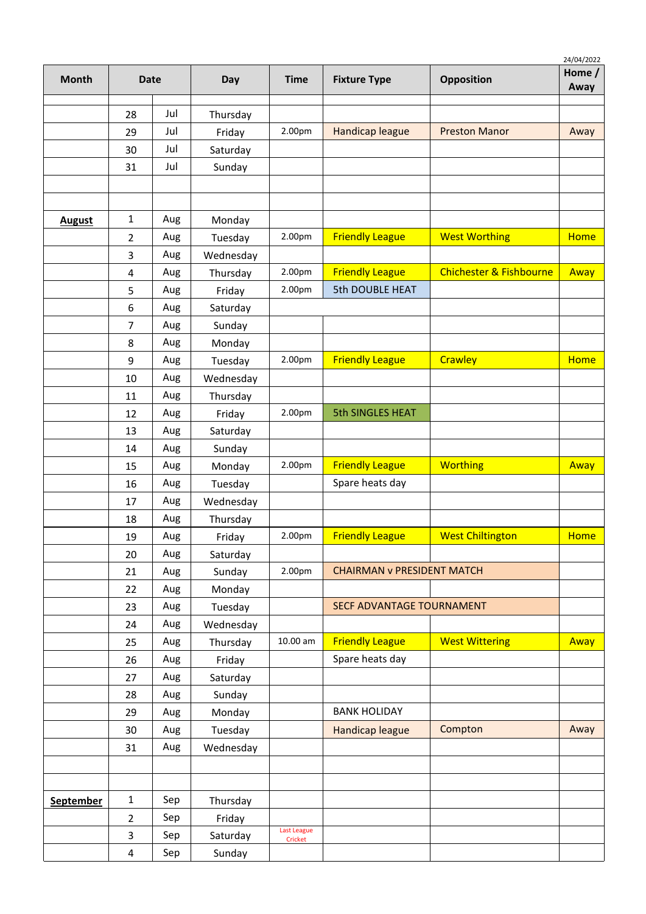24/04/2022

| Month | Date | | Day | Time | Fixture Type | Opposition | Home / Away |
|---|---|---|---|---|---|---|---|
| | | | | | | | |
| | 28 | Jul | Thursday | | | | |
| | 29 | Jul | Friday | 2.00pm | Handicap league | Preston Manor | Away |
| | 30 | Jul | Saturday | | | | |
| | 31 | Jul | Sunday | | | | |
| | | | | | | | |
| | | | | | | | |
| **August** | 1 | Aug | Monday | | | | |
| | 2 | Aug | Tuesday | 2.00pm | Friendly League | West Worthing | Home |
| | 3 | Aug | Wednesday | | | | |
| | 4 | Aug | Thursday | 2.00pm | Friendly League | Chichester & Fishbourne | Away |
| | 5 | Aug | Friday | 2.00pm | 5th DOUBLE HEAT | | |
| | 6 | Aug | Saturday | | | | |
| | 7 | Aug | Sunday | | | | |
| | 8 | Aug | Monday | | | | |
| | 9 | Aug | Tuesday | 2.00pm | Friendly League | Crawley | Home |
| | 10 | Aug | Wednesday | | | | |
| | 11 | Aug | Thursday | | | | |
| | 12 | Aug | Friday | 2.00pm | 5th SINGLES HEAT | | |
| | 13 | Aug | Saturday | | | | |
| | 14 | Aug | Sunday | | | | |
| | 15 | Aug | Monday | 2.00pm | Friendly League | Worthing | Away |
| | 16 | Aug | Tuesday | | Spare heats day | | |
| | 17 | Aug | Wednesday | | | | |
| | 18 | Aug | Thursday | | | | |
| | 19 | Aug | Friday | 2.00pm | Friendly League | West Chiltington | Home |
| | 20 | Aug | Saturday | | | | |
| | 21 | Aug | Sunday | 2.00pm | CHAIRMAN v PRESIDENT MATCH | | |
| | 22 | Aug | Monday | | | | |
| | 23 | Aug | Tuesday | | SECF ADVANTAGE TOURNAMENT | | |
| | 24 | Aug | Wednesday | | | | |
| | 25 | Aug | Thursday | 10.00 am | Friendly League | West Wittering | Away |
| | 26 | Aug | Friday | | Spare heats day | | |
| | 27 | Aug | Saturday | | | | |
| | 28 | Aug | Sunday | | | | |
| | 29 | Aug | Monday | | BANK HOLIDAY | | |
| | 30 | Aug | Tuesday | | Handicap league | Compton | Away |
| | 31 | Aug | Wednesday | | | | |
| | | | | | | | |
| | | | | | | | |
| **September** | 1 | Sep | Thursday | | | | |
| | 2 | Sep | Friday | | | | |
| | 3 | Sep | Saturday | Last League Cricket | | | |
| | 4 | Sep | Sunday | | | | |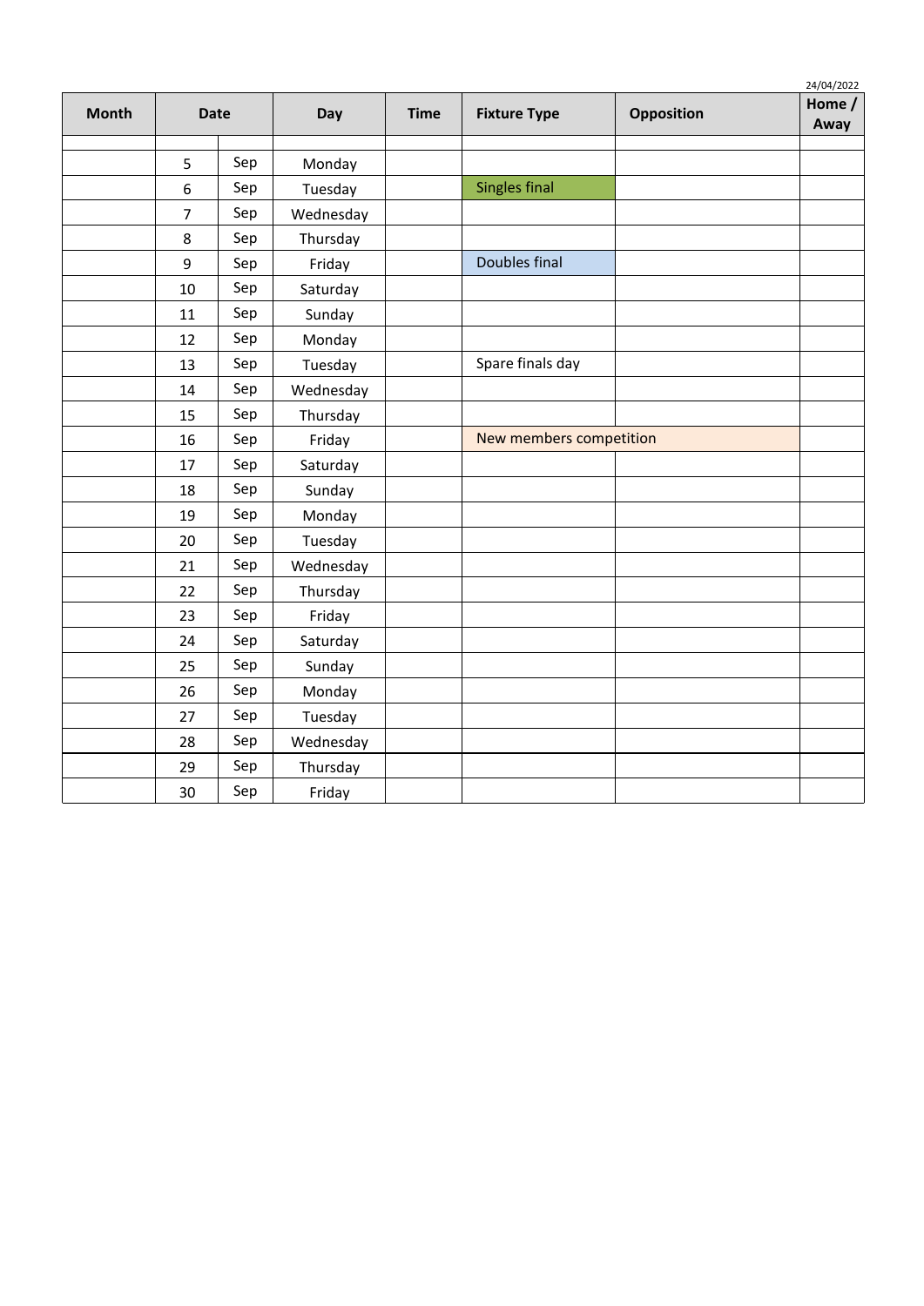24/04/2022

| Month | Date | | Day | Time | Fixture Type | Opposition | Home / Away |
|---|---|---|---|---|---|---|---|
| | | | | | | | |
| | 5 | Sep | Monday | | | | |
| | 6 | Sep | Tuesday | | Singles final | | |
| | 7 | Sep | Wednesday | | | | |
| | 8 | Sep | Thursday | | | | |
| | 9 | Sep | Friday | | Doubles final | | |
| | 10 | Sep | Saturday | | | | |
| | 11 | Sep | Sunday | | | | |
| | 12 | Sep | Monday | | | | |
| | 13 | Sep | Tuesday | | Spare finals day | | |
| | 14 | Sep | Wednesday | | | | |
| | 15 | Sep | Thursday | | | | |
| | 16 | Sep | Friday | | New members competition | | |
| | 17 | Sep | Saturday | | | | |
| | 18 | Sep | Sunday | | | | |
| | 19 | Sep | Monday | | | | |
| | 20 | Sep | Tuesday | | | | |
| | 21 | Sep | Wednesday | | | | |
| | 22 | Sep | Thursday | | | | |
| | 23 | Sep | Friday | | | | |
| | 24 | Sep | Saturday | | | | |
| | 25 | Sep | Sunday | | | | |
| | 26 | Sep | Monday | | | | |
| | 27 | Sep | Tuesday | | | | |
| | 28 | Sep | Wednesday | | | | |
| | 29 | Sep | Thursday | | | | |
| | 30 | Sep | Friday | | | | |